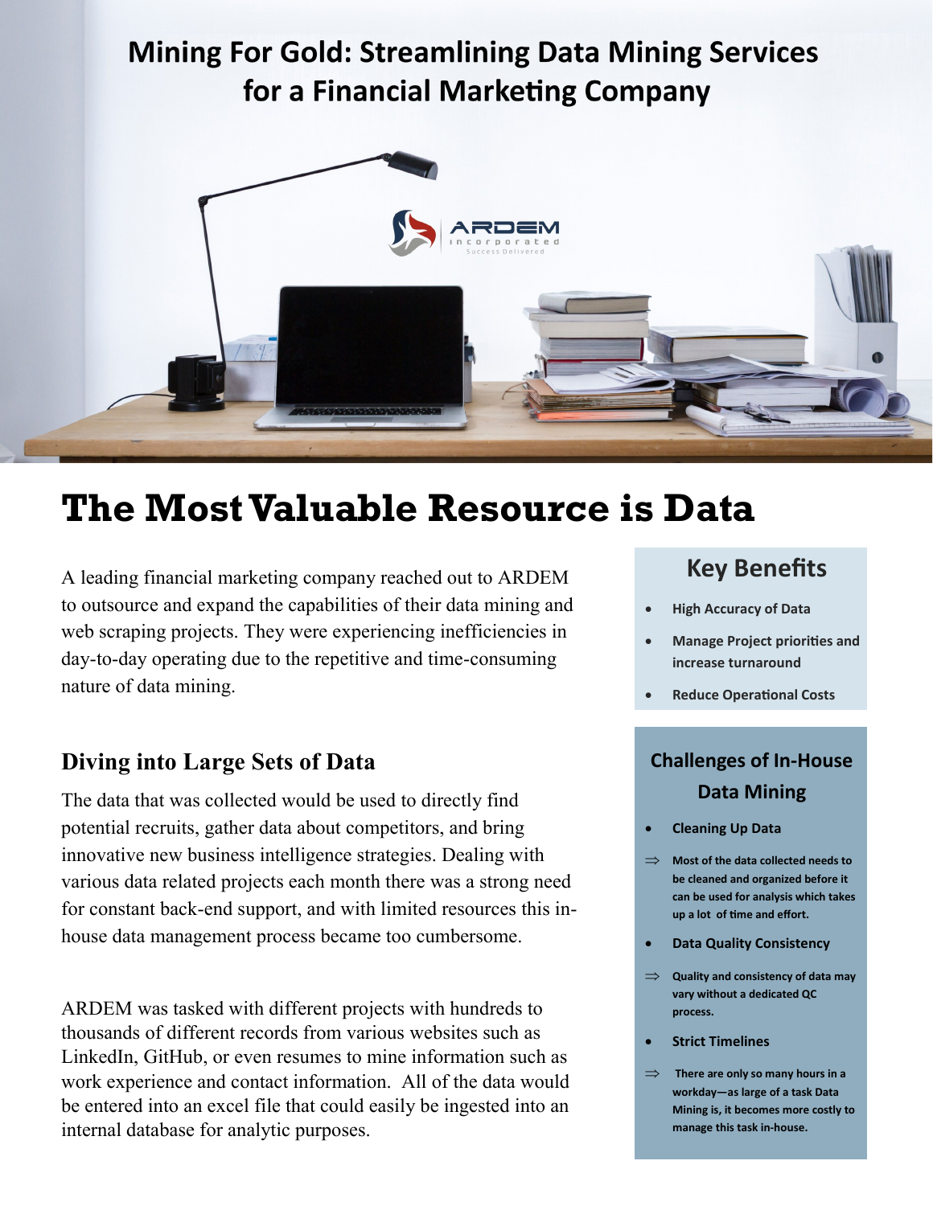# Mining For Gold: Streamlining Data Mining Services for a Financial Marketing Company

## The Most Valuable Resource is Data

A leading financial marketing company reached out to ARDEM to outsource and expand the capabilities of their data mining and web scraping projects. They were experiencing inefficiencies in day-to-day operating due to the repetitive and time-consuming nature of data mining.

### Diving into Large Sets of Data

The data that was collected would be used to directly find potential recruits, gather data about competitors, and bring innovative new business intelligence strategies. Dealing with various data related projects each month there was a strong need for constant back-end support, and with limited resources this in-house data management process became too cumbersome.

ARDEM was tasked with different projects with hundreds to thousands of different records from various websites such as LinkedIn, GitHub, or even resumes to mine information such as work experience and contact information. All of the data would be entered into an excel file that could easily be ingested into an internal database for analytic purposes.

### Key Benefits

- **High Accuracy of Data**
- **Manage Project priorities and increase turnaround**
- **Reduce Operational Costs**

### Challenges of In-House Data Mining

- **Cleaning Up Data**
  - ⇒ **Most of the data collected needs to be cleaned and organized before it can be used for analysis which takes up a lot of time and effort.**
- **Data Quality Consistency**
  - ⇒ **Quality and consistency of data may vary without a dedicated QC process.**
- **Strict Timelines**
  - ⇒ **There are only so many hours in a workday—as large of a task Data Mining is, it becomes more costly to manage this task in-house.**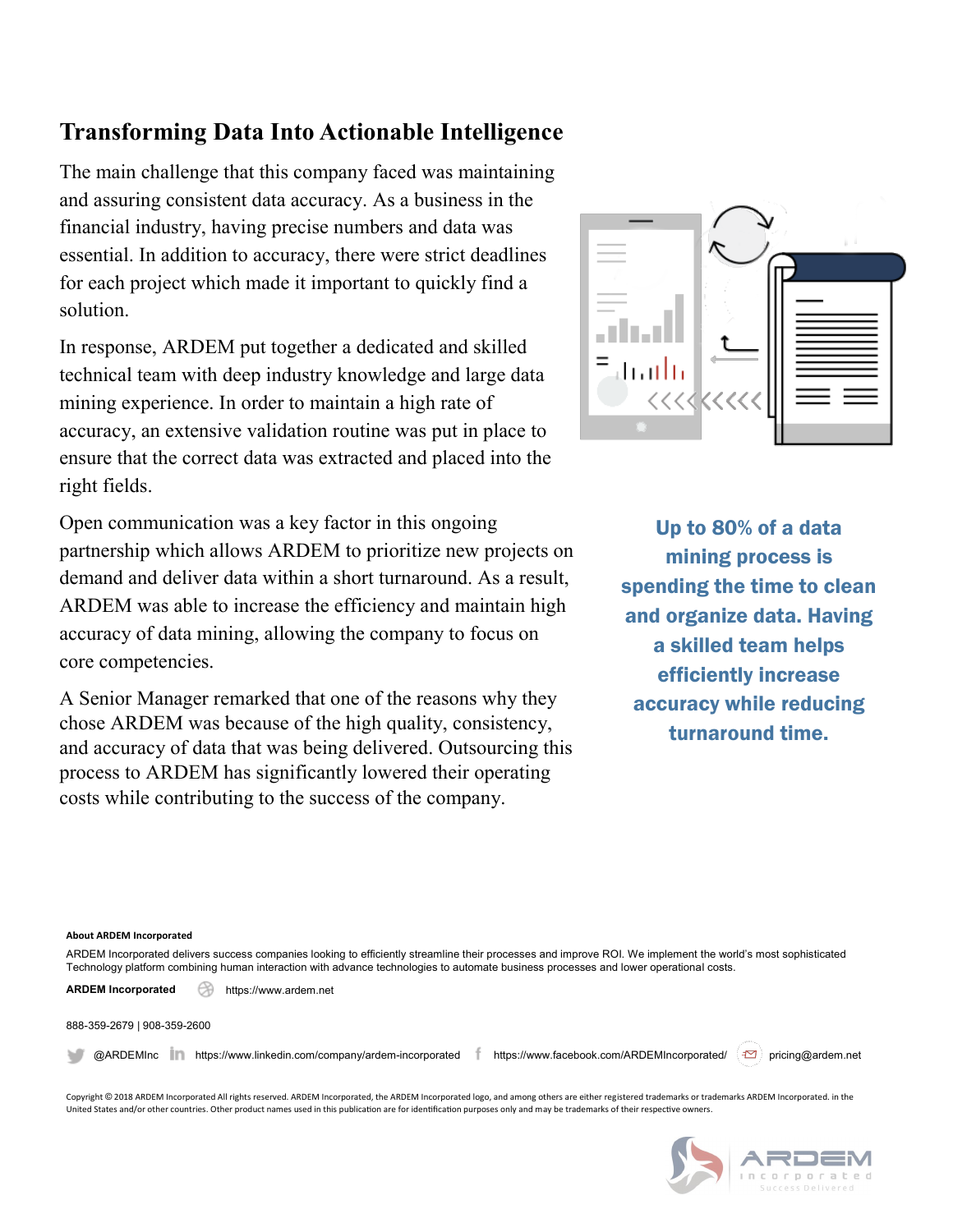## Transforming Data Into Actionable Intelligence

The main challenge that this company faced was maintaining and assuring consistent data accuracy. As a business in the financial industry, having precise numbers and data was essential. In addition to accuracy, there were strict deadlines for each project which made it important to quickly find a solution.

In response, ARDEM put together a dedicated and skilled technical team with deep industry knowledge and large data mining experience. In order to maintain a high rate of accuracy, an extensive validation routine was put in place to ensure that the correct data was extracted and placed into the right fields.

Open communication was a key factor in this ongoing partnership which allows ARDEM to prioritize new projects on demand and deliver data within a short turnaround. As a result, ARDEM was able to increase the efficiency and maintain high accuracy of data mining, allowing the company to focus on core competencies.

A Senior Manager remarked that one of the reasons why they chose ARDEM was because of the high quality, consistency, and accuracy of data that was being delivered. Outsourcing this process to ARDEM has significantly lowered their operating costs while contributing to the success of the company.

**Up to 80% of a data mining process is spending the time to clean and organize data. Having a skilled team helps efficiently increase accuracy while reducing turnaround time.**

**About ARDEM Incorporated**

ARDEM Incorporated delivers success companies looking to efficiently streamline their processes and improve ROI. We implement the world's most sophisticated Technology platform combining human interaction with advance technologies to automate business processes and lower operational costs.

**ARDEM Incorporated** https://www.ardem.net

888-359-2679 | 908-359-2600

@ARDEMInc https://www.linkedin.com/company/ardem-incorporated https://www.facebook.com/ARDEMIncorporated/ pricing@ardem.net

Copyright © 2018 ARDEM Incorporated All rights reserved. ARDEM Incorporated, the ARDEM Incorporated logo, and among others are either registered trademarks or trademarks ARDEM Incorporated. in the United States and/or other countries. Other product names used in this publication are for identification purposes only and may be trademarks of their respective owners.

ARDEM Incorporated Success Delivered